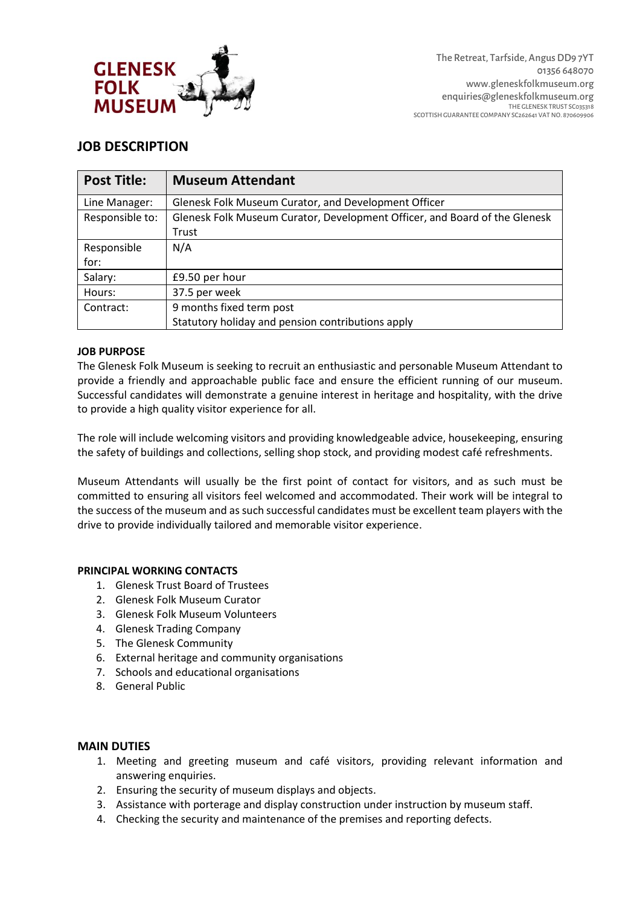GLENESK FOLK MUSEUM

The Retreat, Tarfside, Angus DD9 7YT
01356 648070
www.gleneskfolkmuseum.org
enquiries@gleneskfolkmuseum.org
THE GLENESK TRUST SC035318
SCOTTISH GUARANTEE COMPANY SC262641 VAT NO. 870609906

# JOB DESCRIPTION

| Post Title: | Museum Attendant |
|---|---|
| Line Manager: | Glenesk Folk Museum Curator, and Development Officer |
| Responsible to: | Glenesk Folk Museum Curator, Development Officer, and Board of the Glenesk Trust |
| Responsible for: | N/A |
| Salary: | £9.50 per hour |
| Hours: | 37.5 per week |
| Contract: | 9 months fixed term post<br>Statutory holiday and pension contributions apply |

**JOB PURPOSE**

The Glenesk Folk Museum is seeking to recruit an enthusiastic and personable Museum Attendant to provide a friendly and approachable public face and ensure the efficient running of our museum. Successful candidates will demonstrate a genuine interest in heritage and hospitality, with the drive to provide a high quality visitor experience for all.

The role will include welcoming visitors and providing knowledgeable advice, housekeeping, ensuring the safety of buildings and collections, selling shop stock, and providing modest café refreshments.

Museum Attendants will usually be the first point of contact for visitors, and as such must be committed to ensuring all visitors feel welcomed and accommodated. Their work will be integral to the success of the museum and as such successful candidates must be excellent team players with the drive to provide individually tailored and memorable visitor experience.

**PRINCIPAL WORKING CONTACTS**

1. Glenesk Trust Board of Trustees
2. Glenesk Folk Museum Curator
3. Glenesk Folk Museum Volunteers
4. Glenesk Trading Company
5. The Glenesk Community
6. External heritage and community organisations
7. Schools and educational organisations
8. General Public

## MAIN DUTIES

1. Meeting and greeting museum and café visitors, providing relevant information and answering enquiries.
2. Ensuring the security of museum displays and objects.
3. Assistance with porterage and display construction under instruction by museum staff.
4. Checking the security and maintenance of the premises and reporting defects.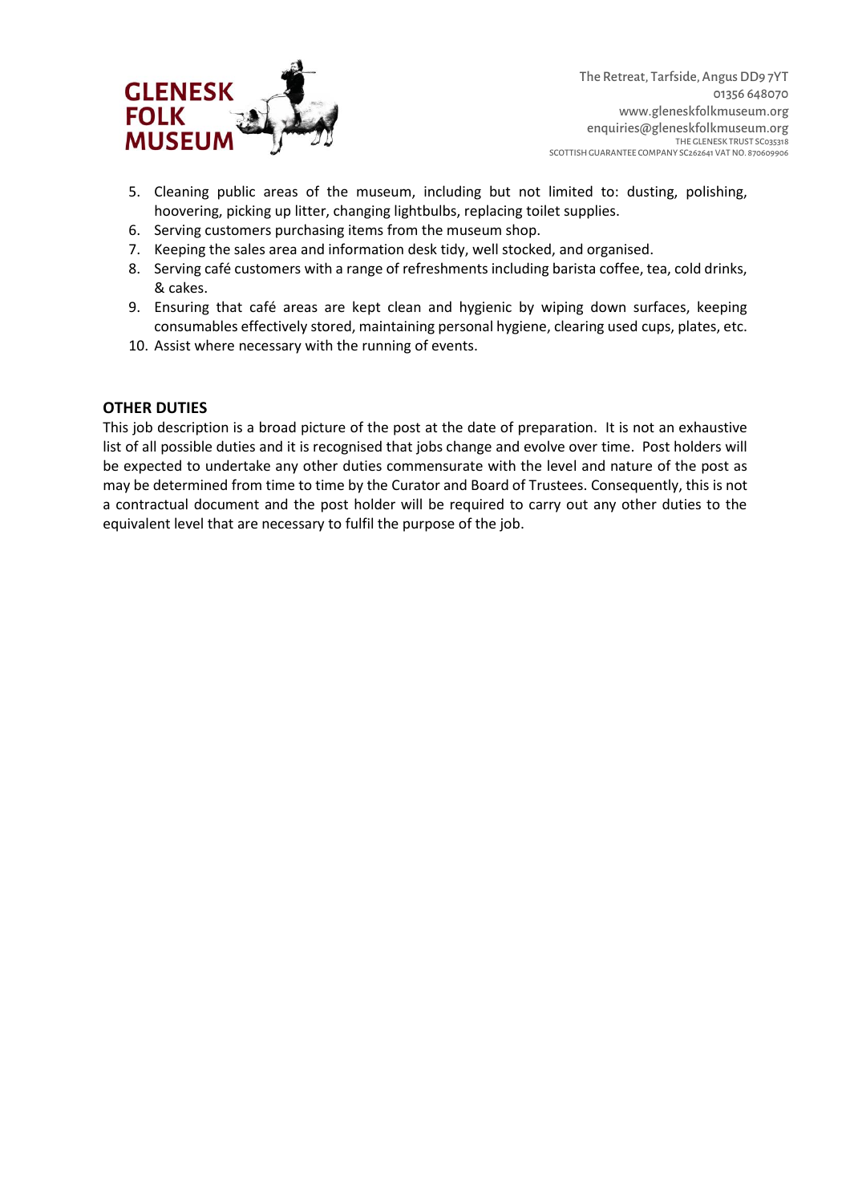5. Cleaning public areas of the museum, including but not limited to: dusting, polishing, hoovering, picking up litter, changing lightbulbs, replacing toilet supplies.
6. Serving customers purchasing items from the museum shop.
7. Keeping the sales area and information desk tidy, well stocked, and organised.
8. Serving café customers with a range of refreshments including barista coffee, tea, cold drinks, & cakes.
9. Ensuring that café areas are kept clean and hygienic by wiping down surfaces, keeping consumables effectively stored, maintaining personal hygiene, clearing used cups, plates, etc.
10. Assist where necessary with the running of events.

## OTHER DUTIES

This job description is a broad picture of the post at the date of preparation. It is not an exhaustive list of all possible duties and it is recognised that jobs change and evolve over time. Post holders will be expected to undertake any other duties commensurate with the level and nature of the post as may be determined from time to time by the Curator and Board of Trustees. Consequently, this is not a contractual document and the post holder will be required to carry out any other duties to the equivalent level that are necessary to fulfil the purpose of the job.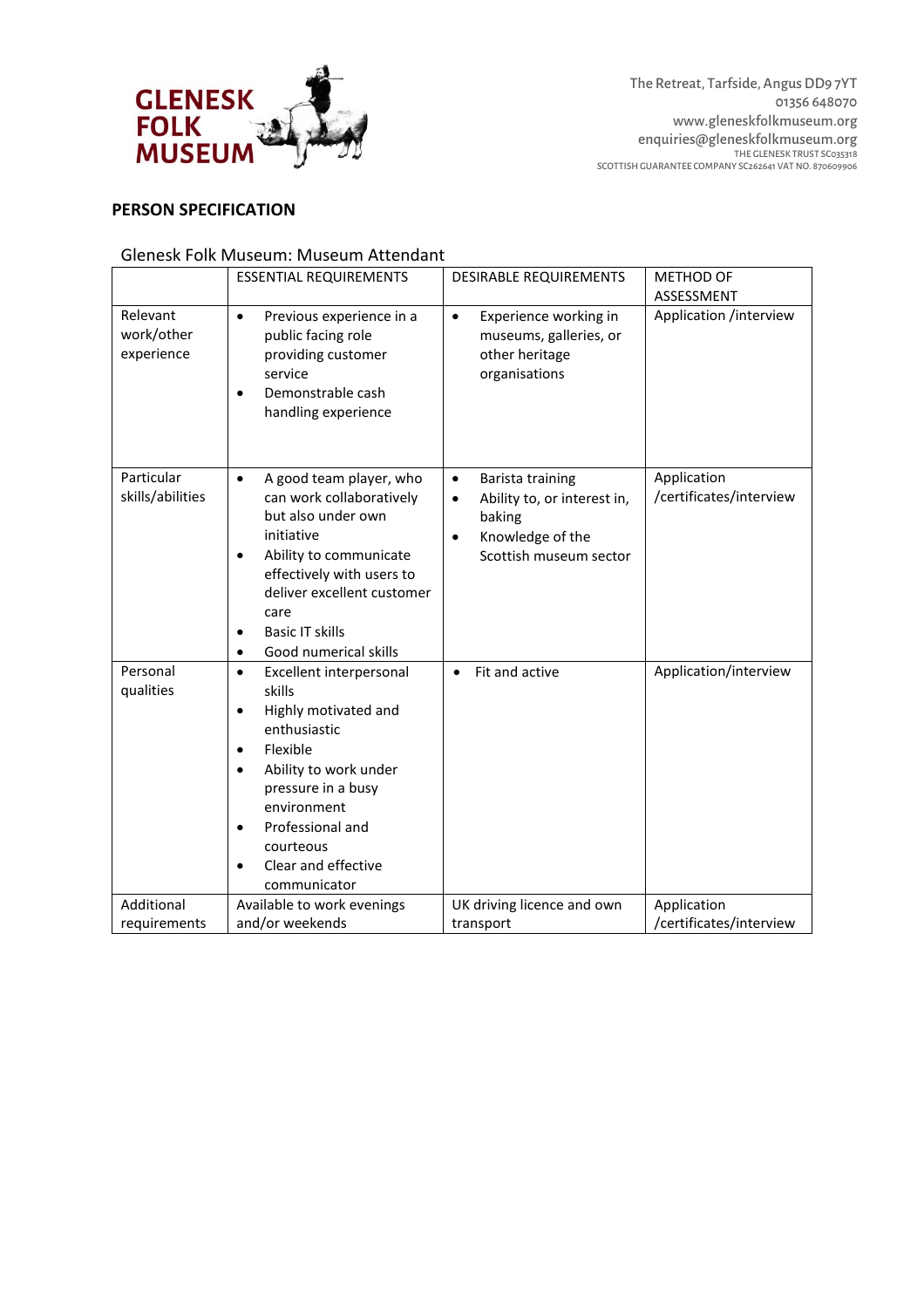GLENESK FOLK MUSEUM

The Retreat, Tarfside, Angus DD9 7YT
01356 648070
www.gleneskfolkmuseum.org
enquiries@gleneskfolkmuseum.org
THE GLENESK TRUST SC035318
SCOTTISH GUARANTEE COMPANY SC262641 VAT NO. 870609906

## PERSON SPECIFICATION

Glenesk Folk Museum: Museum Attendant

| | ESSENTIAL REQUIREMENTS | DESIRABLE REQUIREMENTS | METHOD OF ASSESSMENT |
|---|---|---|---|
| Relevant work/other experience | • Previous experience in a public facing role providing customer service<br>• Demonstrable cash handling experience | • Experience working in museums, galleries, or other heritage organisations | Application /interview |
| Particular skills/abilities | • A good team player, who can work collaboratively but also under own initiative<br>• Ability to communicate effectively with users to deliver excellent customer care<br>• Basic IT skills<br>• Good numerical skills | • Barista training<br>• Ability to, or interest in, baking<br>• Knowledge of the Scottish museum sector | Application /certificates/interview |
| Personal qualities | • Excellent interpersonal skills<br>• Highly motivated and enthusiastic<br>• Flexible<br>• Ability to work under pressure in a busy environment<br>• Professional and courteous<br>• Clear and effective communicator | • Fit and active | Application/interview |
| Additional requirements | Available to work evenings and/or weekends | UK driving licence and own transport | Application /certificates/interview |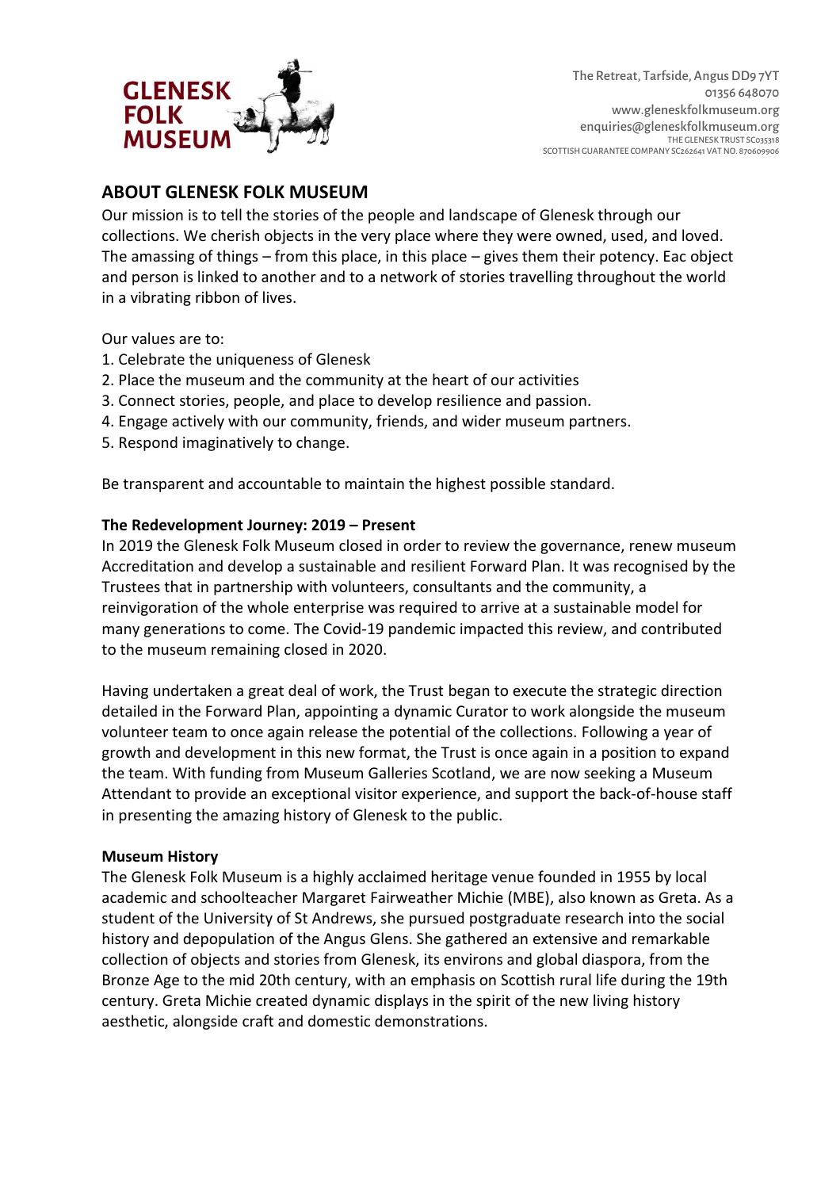**GLENESK FOLK MUSEUM**

The Retreat, Tarfside, Angus DD9 7YT
01356 648070
www.gleneskfolkmuseum.org
enquiries@gleneskfolkmuseum.org
THE GLENESK TRUST SC035318
SCOTTISH GUARANTEE COMPANY SC262641 VAT NO. 870609906

## ABOUT GLENESK FOLK MUSEUM

Our mission is to tell the stories of the people and landscape of Glenesk through our collections. We cherish objects in the very place where they were owned, used, and loved. The amassing of things – from this place, in this place – gives them their potency. Eac object and person is linked to another and to a network of stories travelling throughout the world in a vibrating ribbon of lives.

Our values are to:

1. Celebrate the uniqueness of Glenesk
2. Place the museum and the community at the heart of our activities
3. Connect stories, people, and place to develop resilience and passion.
4. Engage actively with our community, friends, and wider museum partners.
5. Respond imaginatively to change.

Be transparent and accountable to maintain the highest possible standard.

### The Redevelopment Journey: 2019 – Present

In 2019 the Glenesk Folk Museum closed in order to review the governance, renew museum Accreditation and develop a sustainable and resilient Forward Plan. It was recognised by the Trustees that in partnership with volunteers, consultants and the community, a reinvigoration of the whole enterprise was required to arrive at a sustainable model for many generations to come. The Covid-19 pandemic impacted this review, and contributed to the museum remaining closed in 2020.

Having undertaken a great deal of work, the Trust began to execute the strategic direction detailed in the Forward Plan, appointing a dynamic Curator to work alongside the museum volunteer team to once again release the potential of the collections. Following a year of growth and development in this new format, the Trust is once again in a position to expand the team. With funding from Museum Galleries Scotland, we are now seeking a Museum Attendant to provide an exceptional visitor experience, and support the back-of-house staff in presenting the amazing history of Glenesk to the public.

### Museum History

The Glenesk Folk Museum is a highly acclaimed heritage venue founded in 1955 by local academic and schoolteacher Margaret Fairweather Michie (MBE), also known as Greta. As a student of the University of St Andrews, she pursued postgraduate research into the social history and depopulation of the Angus Glens. She gathered an extensive and remarkable collection of objects and stories from Glenesk, its environs and global diaspora, from the Bronze Age to the mid 20th century, with an emphasis on Scottish rural life during the 19th century. Greta Michie created dynamic displays in the spirit of the new living history aesthetic, alongside craft and domestic demonstrations.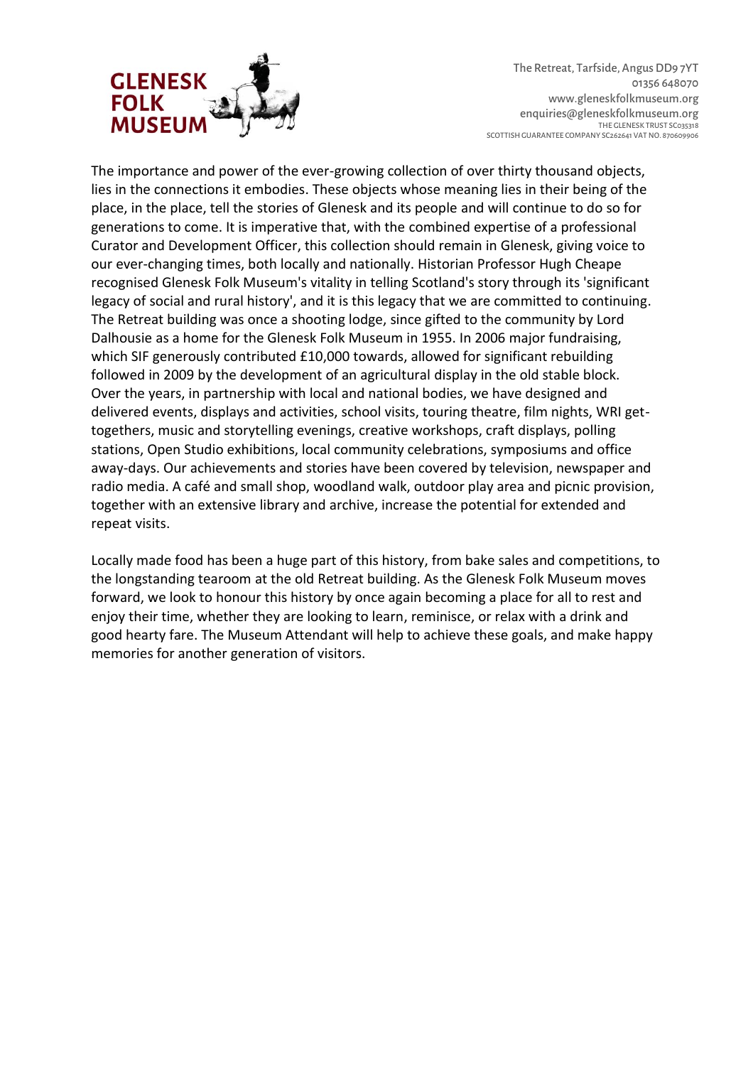The importance and power of the ever-growing collection of over thirty thousand objects, lies in the connections it embodies. These objects whose meaning lies in their being of the place, in the place, tell the stories of Glenesk and its people and will continue to do so for generations to come. It is imperative that, with the combined expertise of a professional Curator and Development Officer, this collection should remain in Glenesk, giving voice to our ever-changing times, both locally and nationally. Historian Professor Hugh Cheape recognised Glenesk Folk Museum's vitality in telling Scotland's story through its 'significant legacy of social and rural history', and it is this legacy that we are committed to continuing. The Retreat building was once a shooting lodge, since gifted to the community by Lord Dalhousie as a home for the Glenesk Folk Museum in 1955. In 2006 major fundraising, which SIF generously contributed £10,000 towards, allowed for significant rebuilding followed in 2009 by the development of an agricultural display in the old stable block. Over the years, in partnership with local and national bodies, we have designed and delivered events, displays and activities, school visits, touring theatre, film nights, WRI get-togethers, music and storytelling evenings, creative workshops, craft displays, polling stations, Open Studio exhibitions, local community celebrations, symposiums and office away-days. Our achievements and stories have been covered by television, newspaper and radio media. A café and small shop, woodland walk, outdoor play area and picnic provision, together with an extensive library and archive, increase the potential for extended and repeat visits.

Locally made food has been a huge part of this history, from bake sales and competitions, to the longstanding tearoom at the old Retreat building. As the Glenesk Folk Museum moves forward, we look to honour this history by once again becoming a place for all to rest and enjoy their time, whether they are looking to learn, reminisce, or relax with a drink and good hearty fare. The Museum Attendant will help to achieve these goals, and make happy memories for another generation of visitors.